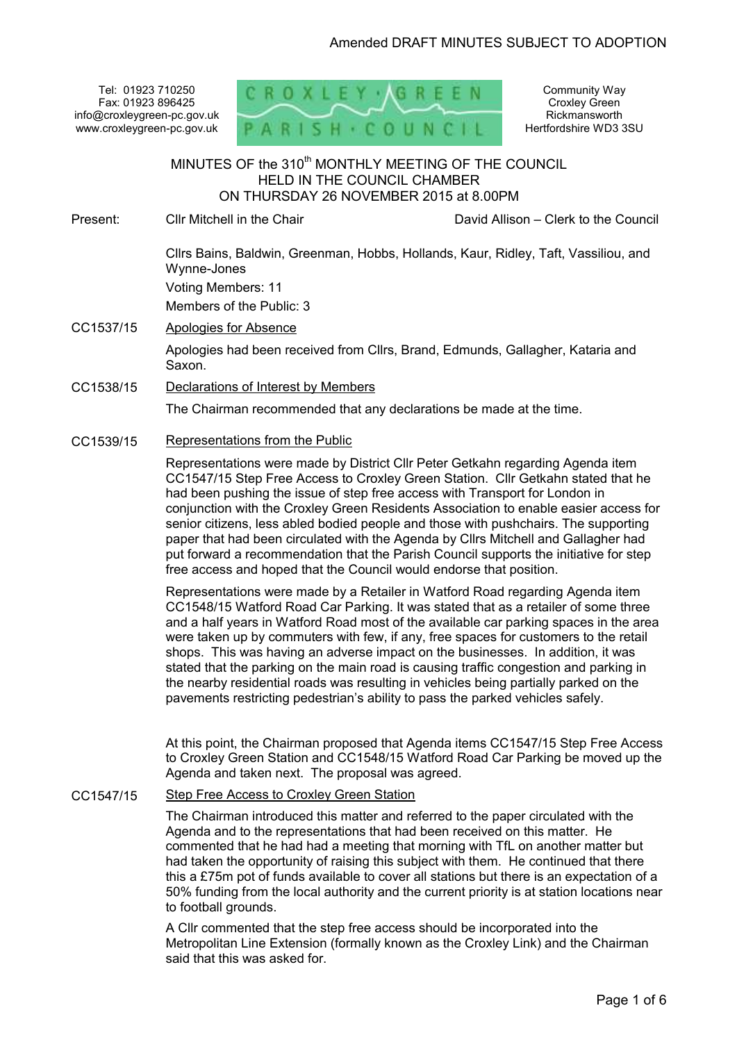Amended DRAFT MINUTES SUBJECT TO ADOPTION

Tel: 01923 710250
Fax: 01923 896425
info@croxleygreen-pc.gov.uk
www.croxleygreen-pc.gov.uk

CROXLEY GREEN PARISH COUNCIL

Community Way
Croxley Green
Rickmansworth
Hertfordshire WD3 3SU

# MINUTES OF the 310th MONTHLY MEETING OF THE COUNCIL HELD IN THE COUNCIL CHAMBER ON THURSDAY 26 NOVEMBER 2015 at 8.00PM

Present: Cllr Mitchell in the Chair — David Allison – Clerk to the Council

Cllrs Bains, Baldwin, Greenman, Hobbs, Hollands, Kaur, Ridley, Taft, Vassiliou, and Wynne-Jones

Voting Members: 11

Members of the Public: 3

**CC1537/15 Apologies for Absence**

Apologies had been received from Cllrs, Brand, Edmunds, Gallagher, Kataria and Saxon.

**CC1538/15 Declarations of Interest by Members**

The Chairman recommended that any declarations be made at the time.

**CC1539/15 Representations from the Public**

Representations were made by District Cllr Peter Getkahn regarding Agenda item CC1547/15 Step Free Access to Croxley Green Station. Cllr Getkahn stated that he had been pushing the issue of step free access with Transport for London in conjunction with the Croxley Green Residents Association to enable easier access for senior citizens, less abled bodied people and those with pushchairs. The supporting paper that had been circulated with the Agenda by Cllrs Mitchell and Gallagher had put forward a recommendation that the Parish Council supports the initiative for step free access and hoped that the Council would endorse that position.

Representations were made by a Retailer in Watford Road regarding Agenda item CC1548/15 Watford Road Car Parking. It was stated that as a retailer of some three and a half years in Watford Road most of the available car parking spaces in the area were taken up by commuters with few, if any, free spaces for customers to the retail shops. This was having an adverse impact on the businesses. In addition, it was stated that the parking on the main road is causing traffic congestion and parking in the nearby residential roads was resulting in vehicles being partially parked on the pavements restricting pedestrian's ability to pass the parked vehicles safely.

At this point, the Chairman proposed that Agenda items CC1547/15 Step Free Access to Croxley Green Station and CC1548/15 Watford Road Car Parking be moved up the Agenda and taken next. The proposal was agreed.

**CC1547/15 Step Free Access to Croxley Green Station**

The Chairman introduced this matter and referred to the paper circulated with the Agenda and to the representations that had been received on this matter. He commented that he had had a meeting that morning with TfL on another matter but had taken the opportunity of raising this subject with them. He continued that there this a £75m pot of funds available to cover all stations but there is an expectation of a 50% funding from the local authority and the current priority is at station locations near to football grounds.

A Cllr commented that the step free access should be incorporated into the Metropolitan Line Extension (formally known as the Croxley Link) and the Chairman said that this was asked for.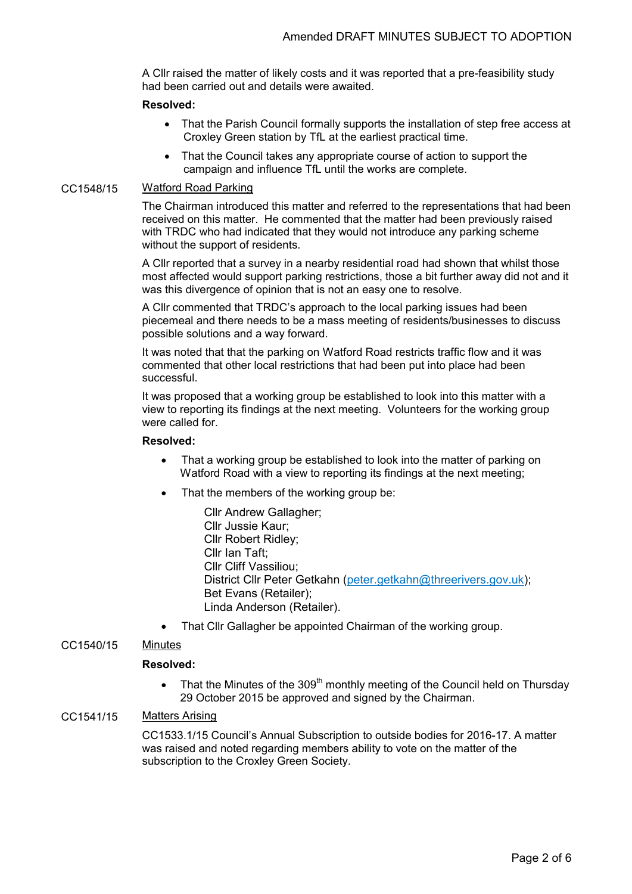A Cllr raised the matter of likely costs and it was reported that a pre-feasibility study had been carried out and details were awaited.

**Resolved:**

- That the Parish Council formally supports the installation of step free access at Croxley Green station by TfL at the earliest practical time.
- That the Council takes any appropriate course of action to support the campaign and influence TfL until the works are complete.

CC1548/15 Watford Road Parking

The Chairman introduced this matter and referred to the representations that had been received on this matter. He commented that the matter had been previously raised with TRDC who had indicated that they would not introduce any parking scheme without the support of residents.

A Cllr reported that a survey in a nearby residential road had shown that whilst those most affected would support parking restrictions, those a bit further away did not and it was this divergence of opinion that is not an easy one to resolve.

A Cllr commented that TRDC's approach to the local parking issues had been piecemeal and there needs to be a mass meeting of residents/businesses to discuss possible solutions and a way forward.

It was noted that that the parking on Watford Road restricts traffic flow and it was commented that other local restrictions that had been put into place had been successful.

It was proposed that a working group be established to look into this matter with a view to reporting its findings at the next meeting. Volunteers for the working group were called for.

**Resolved:**

- That a working group be established to look into the matter of parking on Watford Road with a view to reporting its findings at the next meeting;
- That the members of the working group be:

  Cllr Andrew Gallagher;
  Cllr Jussie Kaur;
  Cllr Robert Ridley;
  Cllr Ian Taft;
  Cllr Cliff Vassiliou;
  District Cllr Peter Getkahn (peter.getkahn@threerivers.gov.uk);
  Bet Evans (Retailer);
  Linda Anderson (Retailer).

- That Cllr Gallagher be appointed Chairman of the working group.

CC1540/15 Minutes

**Resolved:**

- That the Minutes of the 309th monthly meeting of the Council held on Thursday 29 October 2015 be approved and signed by the Chairman.

CC1541/15 Matters Arising

CC1533.1/15 Council's Annual Subscription to outside bodies for 2016-17. A matter was raised and noted regarding members ability to vote on the matter of the subscription to the Croxley Green Society.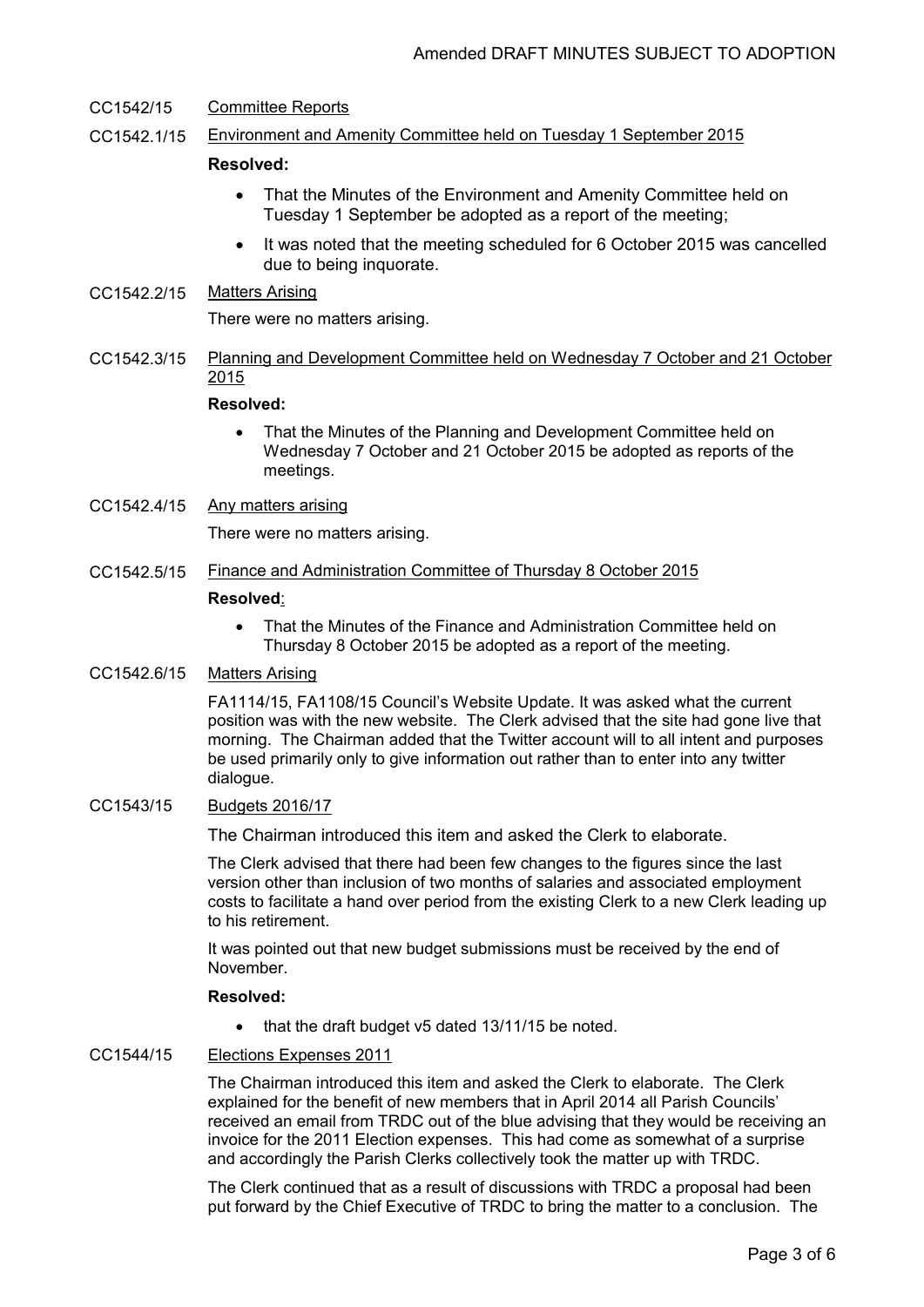CC1542/15 Committee Reports

CC1542.1/15 Environment and Amenity Committee held on Tuesday 1 September 2015

**Resolved:**

- That the Minutes of the Environment and Amenity Committee held on Tuesday 1 September be adopted as a report of the meeting;
- It was noted that the meeting scheduled for 6 October 2015 was cancelled due to being inquorate.

CC1542.2/15 Matters Arising

There were no matters arising.

CC1542.3/15 Planning and Development Committee held on Wednesday 7 October and 21 October 2015

**Resolved:**

- That the Minutes of the Planning and Development Committee held on Wednesday 7 October and 21 October 2015 be adopted as reports of the meetings.

CC1542.4/15 Any matters arising

There were no matters arising.

CC1542.5/15 Finance and Administration Committee of Thursday 8 October 2015

**Resolved**:

- That the Minutes of the Finance and Administration Committee held on Thursday 8 October 2015 be adopted as a report of the meeting.

CC1542.6/15 Matters Arising

FA1114/15, FA1108/15 Council's Website Update. It was asked what the current position was with the new website. The Clerk advised that the site had gone live that morning. The Chairman added that the Twitter account will to all intent and purposes be used primarily only to give information out rather than to enter into any twitter dialogue.

CC1543/15 Budgets 2016/17

The Chairman introduced this item and asked the Clerk to elaborate.

The Clerk advised that there had been few changes to the figures since the last version other than inclusion of two months of salaries and associated employment costs to facilitate a hand over period from the existing Clerk to a new Clerk leading up to his retirement.

It was pointed out that new budget submissions must be received by the end of November.

**Resolved:**

- that the draft budget v5 dated 13/11/15 be noted.

CC1544/15 Elections Expenses 2011

The Chairman introduced this item and asked the Clerk to elaborate. The Clerk explained for the benefit of new members that in April 2014 all Parish Councils' received an email from TRDC out of the blue advising that they would be receiving an invoice for the 2011 Election expenses. This had come as somewhat of a surprise and accordingly the Parish Clerks collectively took the matter up with TRDC.

The Clerk continued that as a result of discussions with TRDC a proposal had been put forward by the Chief Executive of TRDC to bring the matter to a conclusion. The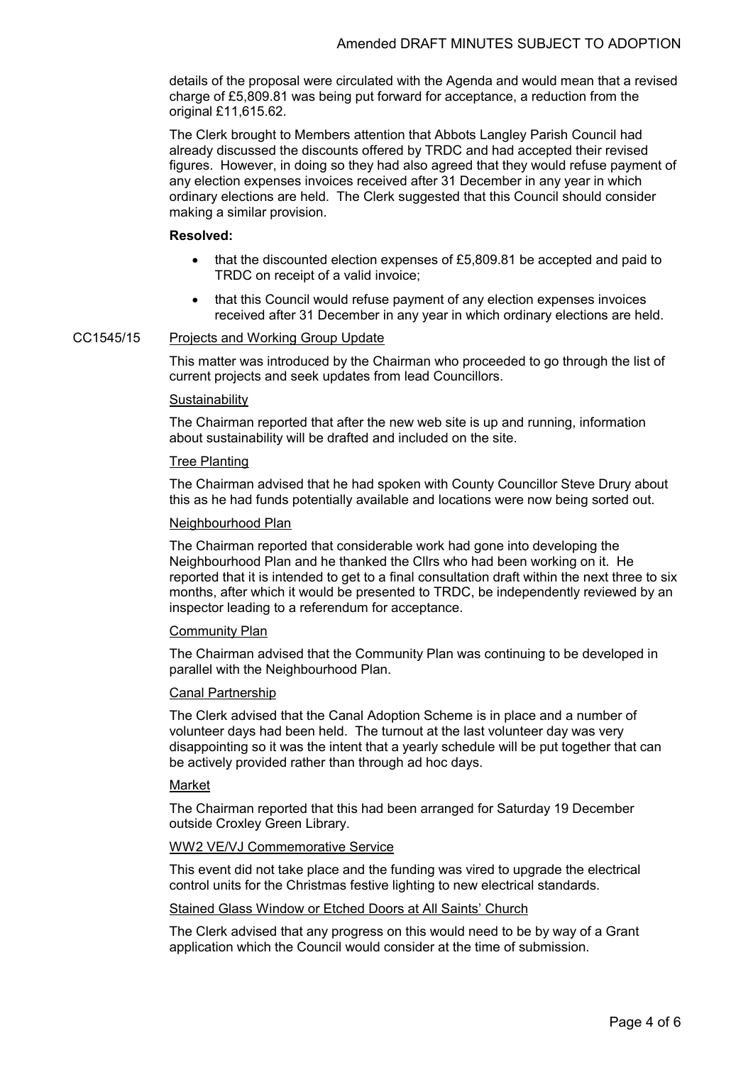details of the proposal were circulated with the Agenda and would mean that a revised charge of £5,809.81 was being put forward for acceptance, a reduction from the original £11,615.62.

The Clerk brought to Members attention that Abbots Langley Parish Council had already discussed the discounts offered by TRDC and had accepted their revised figures. However, in doing so they had also agreed that they would refuse payment of any election expenses invoices received after 31 December in any year in which ordinary elections are held. The Clerk suggested that this Council should consider making a similar provision.

**Resolved:**

- that the discounted election expenses of £5,809.81 be accepted and paid to TRDC on receipt of a valid invoice;
- that this Council would refuse payment of any election expenses invoices received after 31 December in any year in which ordinary elections are held.

CC1545/15 Projects and Working Group Update

This matter was introduced by the Chairman who proceeded to go through the list of current projects and seek updates from lead Councillors.

Sustainability

The Chairman reported that after the new web site is up and running, information about sustainability will be drafted and included on the site.

Tree Planting

The Chairman advised that he had spoken with County Councillor Steve Drury about this as he had funds potentially available and locations were now being sorted out.

Neighbourhood Plan

The Chairman reported that considerable work had gone into developing the Neighbourhood Plan and he thanked the Cllrs who had been working on it. He reported that it is intended to get to a final consultation draft within the next three to six months, after which it would be presented to TRDC, be independently reviewed by an inspector leading to a referendum for acceptance.

Community Plan

The Chairman advised that the Community Plan was continuing to be developed in parallel with the Neighbourhood Plan.

Canal Partnership

The Clerk advised that the Canal Adoption Scheme is in place and a number of volunteer days had been held. The turnout at the last volunteer day was very disappointing so it was the intent that a yearly schedule will be put together that can be actively provided rather than through ad hoc days.

Market

The Chairman reported that this had been arranged for Saturday 19 December outside Croxley Green Library.

WW2 VE/VJ Commemorative Service

This event did not take place and the funding was vired to upgrade the electrical control units for the Christmas festive lighting to new electrical standards.

Stained Glass Window or Etched Doors at All Saints' Church

The Clerk advised that any progress on this would need to be by way of a Grant application which the Council would consider at the time of submission.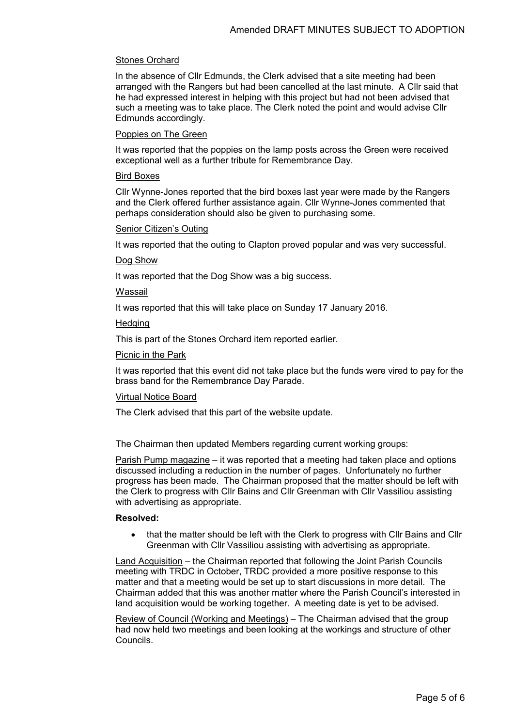Stones Orchard

In the absence of Cllr Edmunds, the Clerk advised that a site meeting had been arranged with the Rangers but had been cancelled at the last minute. A Cllr said that he had expressed interest in helping with this project but had not been advised that such a meeting was to take place. The Clerk noted the point and would advise Cllr Edmunds accordingly.

Poppies on The Green

It was reported that the poppies on the lamp posts across the Green were received exceptional well as a further tribute for Remembrance Day.

Bird Boxes

Cllr Wynne-Jones reported that the bird boxes last year were made by the Rangers and the Clerk offered further assistance again. Cllr Wynne-Jones commented that perhaps consideration should also be given to purchasing some.

Senior Citizen's Outing

It was reported that the outing to Clapton proved popular and was very successful.

Dog Show

It was reported that the Dog Show was a big success.

Wassail

It was reported that this will take place on Sunday 17 January 2016.

Hedging

This is part of the Stones Orchard item reported earlier.

Picnic in the Park

It was reported that this event did not take place but the funds were vired to pay for the brass band for the Remembrance Day Parade.

Virtual Notice Board

The Clerk advised that this part of the website update.

The Chairman then updated Members regarding current working groups:

Parish Pump magazine – it was reported that a meeting had taken place and options discussed including a reduction in the number of pages. Unfortunately no further progress has been made. The Chairman proposed that the matter should be left with the Clerk to progress with Cllr Bains and Cllr Greenman with Cllr Vassiliou assisting with advertising as appropriate.

**Resolved:**

- that the matter should be left with the Clerk to progress with Cllr Bains and Cllr Greenman with Cllr Vassiliou assisting with advertising as appropriate.

Land Acquisition – the Chairman reported that following the Joint Parish Councils meeting with TRDC in October, TRDC provided a more positive response to this matter and that a meeting would be set up to start discussions in more detail. The Chairman added that this was another matter where the Parish Council's interested in land acquisition would be working together. A meeting date is yet to be advised.

Review of Council (Working and Meetings) – The Chairman advised that the group had now held two meetings and been looking at the workings and structure of other Councils.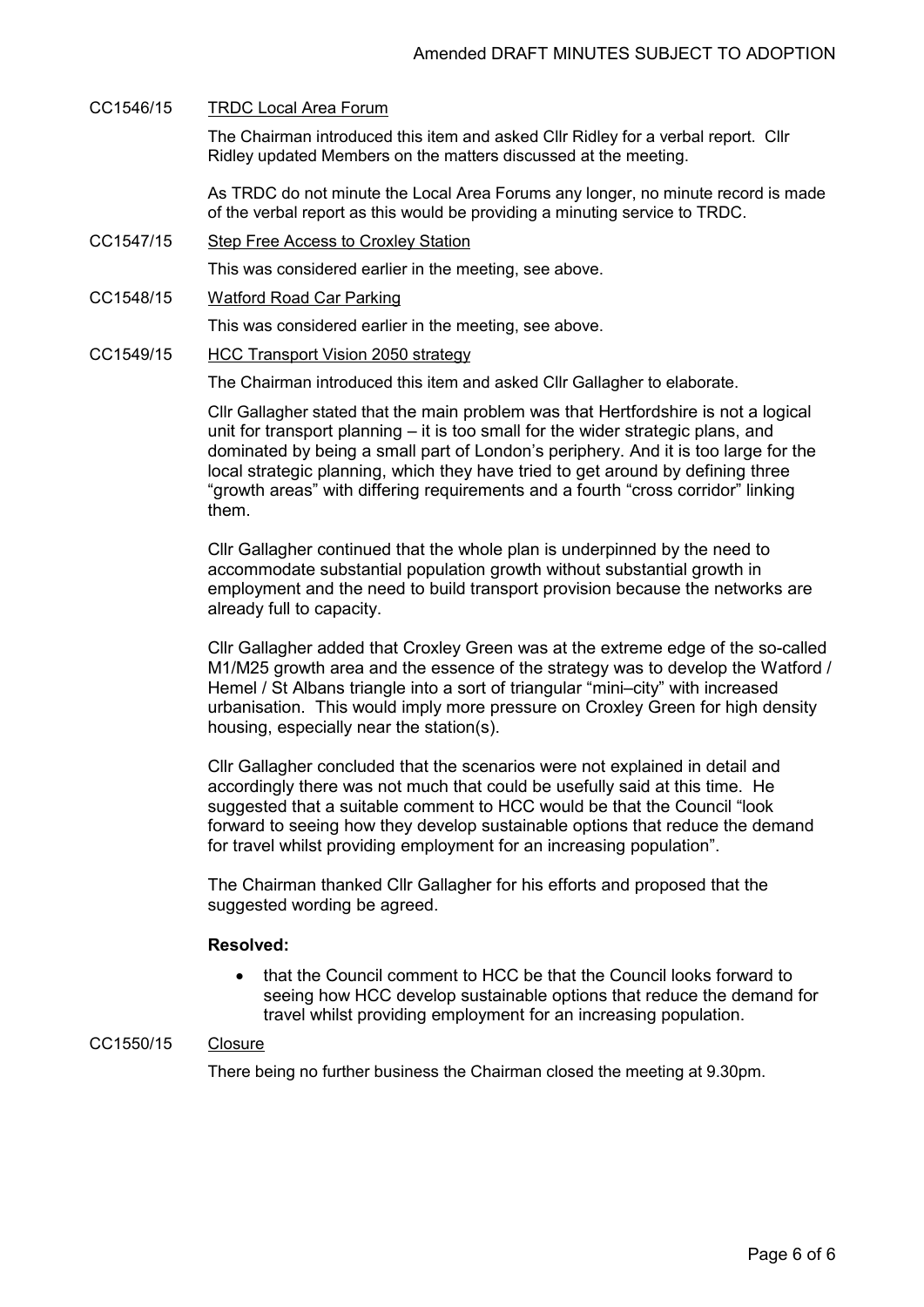CC1546/15 TRDC Local Area Forum

The Chairman introduced this item and asked Cllr Ridley for a verbal report. Cllr Ridley updated Members on the matters discussed at the meeting.

As TRDC do not minute the Local Area Forums any longer, no minute record is made of the verbal report as this would be providing a minuting service to TRDC.

CC1547/15 Step Free Access to Croxley Station

This was considered earlier in the meeting, see above.

CC1548/15 Watford Road Car Parking

This was considered earlier in the meeting, see above.

CC1549/15 HCC Transport Vision 2050 strategy

The Chairman introduced this item and asked Cllr Gallagher to elaborate.

Cllr Gallagher stated that the main problem was that Hertfordshire is not a logical unit for transport planning – it is too small for the wider strategic plans, and dominated by being a small part of London's periphery. And it is too large for the local strategic planning, which they have tried to get around by defining three "growth areas" with differing requirements and a fourth "cross corridor" linking them.

Cllr Gallagher continued that the whole plan is underpinned by the need to accommodate substantial population growth without substantial growth in employment and the need to build transport provision because the networks are already full to capacity.

Cllr Gallagher added that Croxley Green was at the extreme edge of the so-called M1/M25 growth area and the essence of the strategy was to develop the Watford / Hemel / St Albans triangle into a sort of triangular "mini–city" with increased urbanisation. This would imply more pressure on Croxley Green for high density housing, especially near the station(s).

Cllr Gallagher concluded that the scenarios were not explained in detail and accordingly there was not much that could be usefully said at this time. He suggested that a suitable comment to HCC would be that the Council "look forward to seeing how they develop sustainable options that reduce the demand for travel whilst providing employment for an increasing population".

The Chairman thanked Cllr Gallagher for his efforts and proposed that the suggested wording be agreed.

**Resolved:**

- that the Council comment to HCC be that the Council looks forward to seeing how HCC develop sustainable options that reduce the demand for travel whilst providing employment for an increasing population.

CC1550/15 Closure

There being no further business the Chairman closed the meeting at 9.30pm.